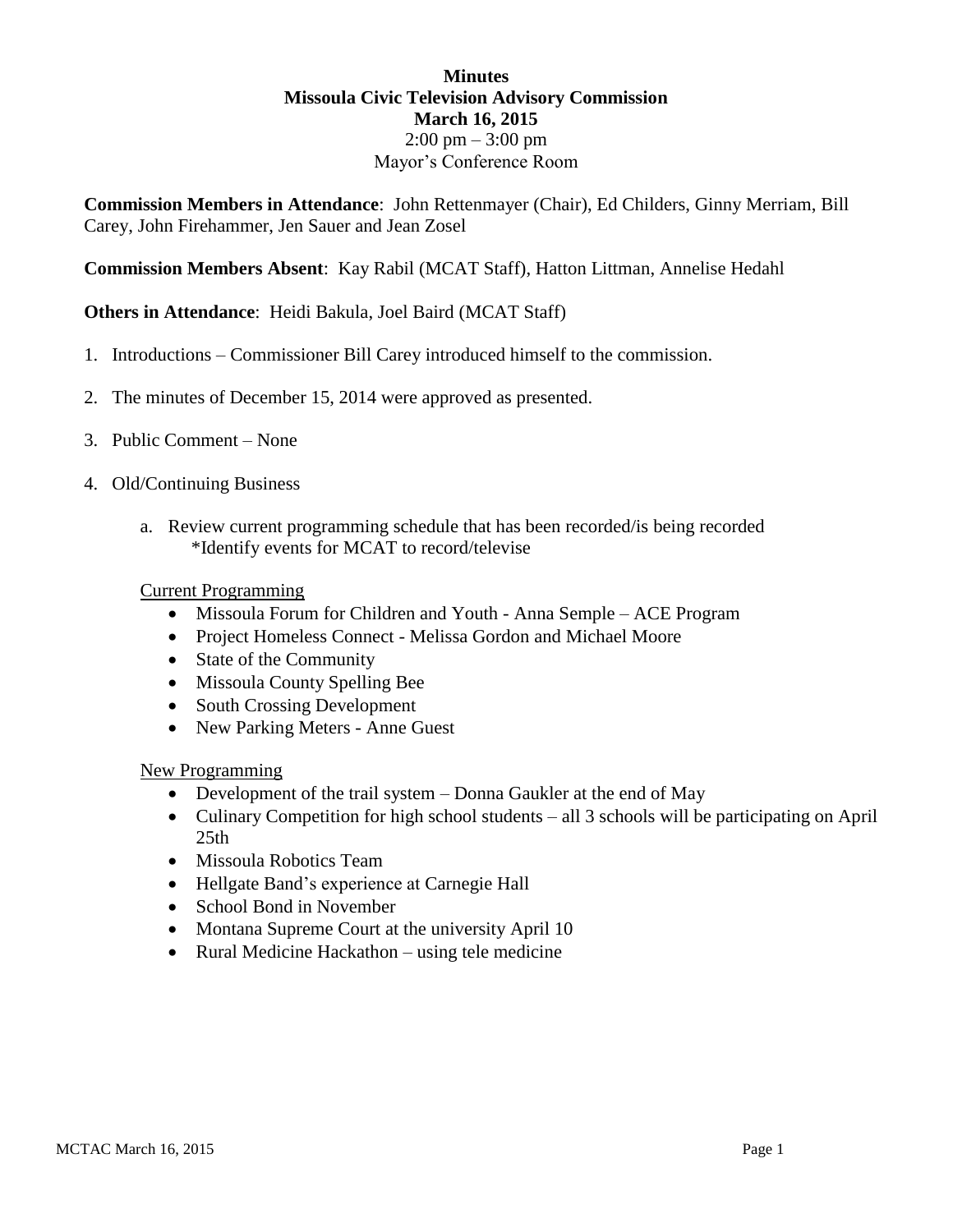**Minutes**
**Missoula Civic Television Advisory Commission**
**March 16, 2015**
2:00 pm – 3:00 pm
Mayor's Conference Room

**Commission Members in Attendance**: John Rettenmayer (Chair), Ed Childers, Ginny Merriam, Bill Carey, John Firehammer, Jen Sauer and Jean Zosel

**Commission Members Absent**: Kay Rabil (MCAT Staff), Hatton Littman, Annelise Hedahl

**Others in Attendance**: Heidi Bakula, Joel Baird (MCAT Staff)

1. Introductions – Commissioner Bill Carey introduced himself to the commission.

2. The minutes of December 15, 2014 were approved as presented.

3. Public Comment – None

4. Old/Continuing Business

   a. Review current programming schedule that has been recorded/is being recorded
      *Identify events for MCAT to record/televise

   <u>Current Programming</u>

   - Missoula Forum for Children and Youth - Anna Semple – ACE Program
   - Project Homeless Connect - Melissa Gordon and Michael Moore
   - State of the Community
   - Missoula County Spelling Bee
   - South Crossing Development
   - New Parking Meters - Anne Guest

   <u>New Programming</u>

   - Development of the trail system – Donna Gaukler at the end of May
   - Culinary Competition for high school students – all 3 schools will be participating on April 25th
   - Missoula Robotics Team
   - Hellgate Band's experience at Carnegie Hall
   - School Bond in November
   - Montana Supreme Court at the university April 10
   - Rural Medicine Hackathon – using tele medicine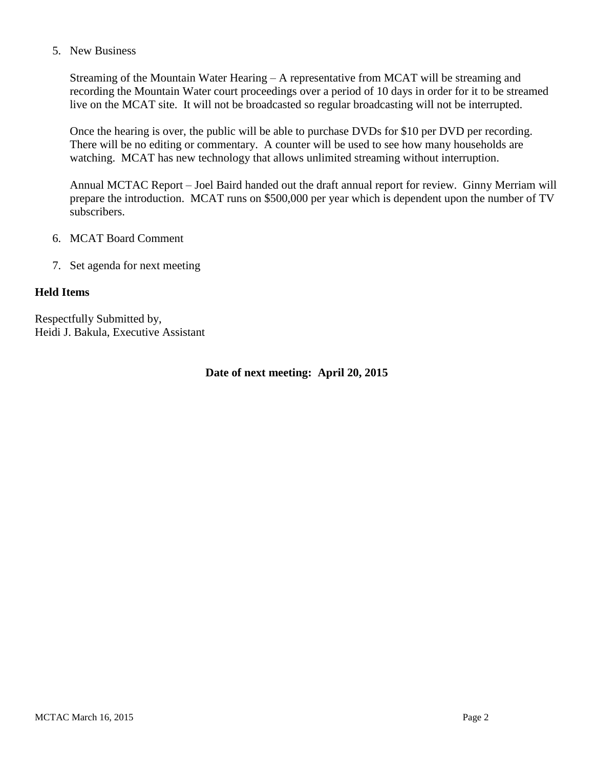5. New Business

   Streaming of the Mountain Water Hearing – A representative from MCAT will be streaming and recording the Mountain Water court proceedings over a period of 10 days in order for it to be streamed live on the MCAT site. It will not be broadcasted so regular broadcasting will not be interrupted.

   Once the hearing is over, the public will be able to purchase DVDs for $10 per DVD per recording. There will be no editing or commentary. A counter will be used to see how many households are watching. MCAT has new technology that allows unlimited streaming without interruption.

   Annual MCTAC Report – Joel Baird handed out the draft annual report for review. Ginny Merriam will prepare the introduction. MCAT runs on $500,000 per year which is dependent upon the number of TV subscribers.

6. MCAT Board Comment

7. Set agenda for next meeting

**Held Items**

Respectfully Submitted by,
Heidi J. Bakula, Executive Assistant

**Date of next meeting: April 20, 2015**